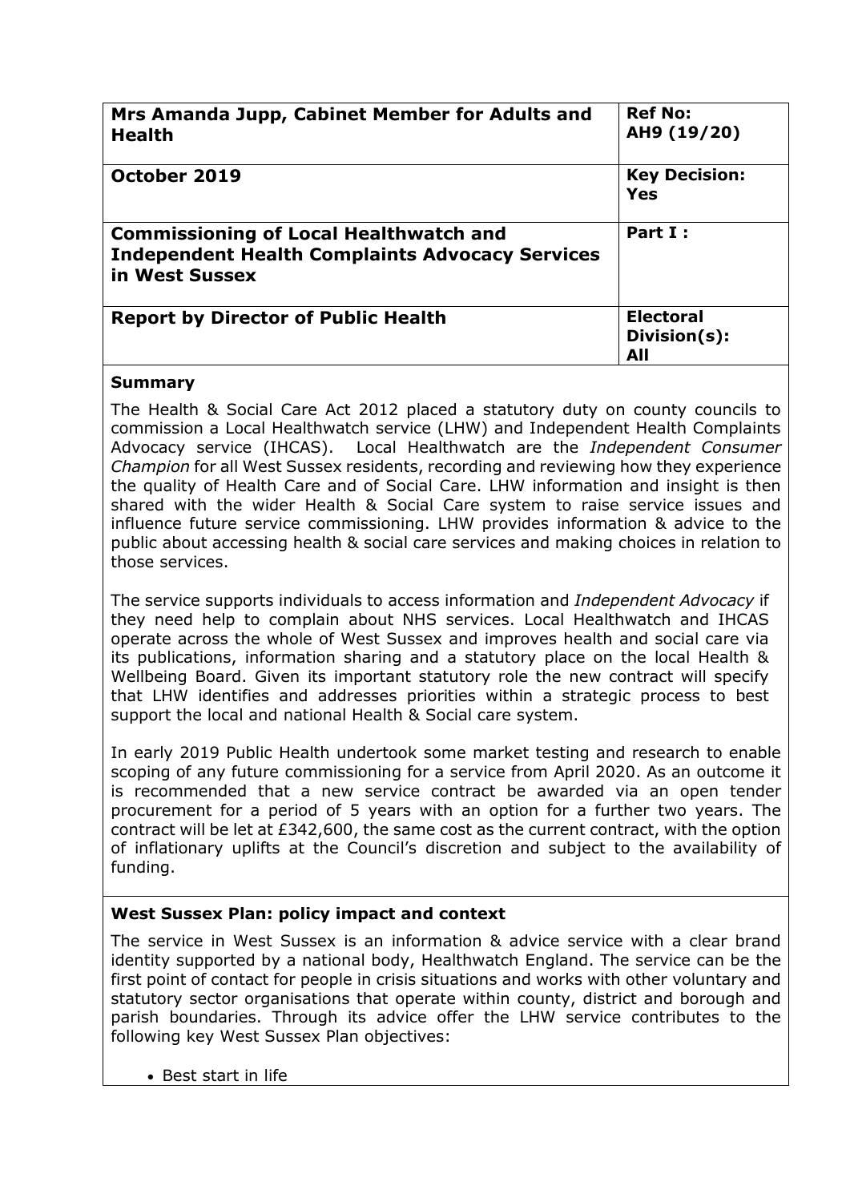| | |
|---|---|
| **Mrs Amanda Jupp, Cabinet Member for Adults and Health** | **Ref No:** AH9 (19/20) |
| **October 2019** | **Key Decision:** Yes |
| **Commissioning of Local Healthwatch and Independent Health Complaints Advocacy Services in West Sussex** | **Part I :** |
| **Report by Director of Public Health** | **Electoral Division(s):** All |

**Summary**

The Health & Social Care Act 2012 placed a statutory duty on county councils to commission a Local Healthwatch service (LHW) and Independent Health Complaints Advocacy service (IHCAS). Local Healthwatch are the *Independent Consumer Champion* for all West Sussex residents, recording and reviewing how they experience the quality of Health Care and of Social Care. LHW information and insight is then shared with the wider Health & Social Care system to raise service issues and influence future service commissioning. LHW provides information & advice to the public about accessing health & social care services and making choices in relation to those services.

The service supports individuals to access information and *Independent Advocacy* if they need help to complain about NHS services. Local Healthwatch and IHCAS operate across the whole of West Sussex and improves health and social care via its publications, information sharing and a statutory place on the local Health & Wellbeing Board. Given its important statutory role the new contract will specify that LHW identifies and addresses priorities within a strategic process to best support the local and national Health & Social care system.

In early 2019 Public Health undertook some market testing and research to enable scoping of any future commissioning for a service from April 2020. As an outcome it is recommended that a new service contract be awarded via an open tender procurement for a period of 5 years with an option for a further two years. The contract will be let at £342,600, the same cost as the current contract, with the option of inflationary uplifts at the Council's discretion and subject to the availability of funding.

**West Sussex Plan: policy impact and context**

The service in West Sussex is an information & advice service with a clear brand identity supported by a national body, Healthwatch England. The service can be the first point of contact for people in crisis situations and works with other voluntary and statutory sector organisations that operate within county, district and borough and parish boundaries. Through its advice offer the LHW service contributes to the following key West Sussex Plan objectives:

- Best start in life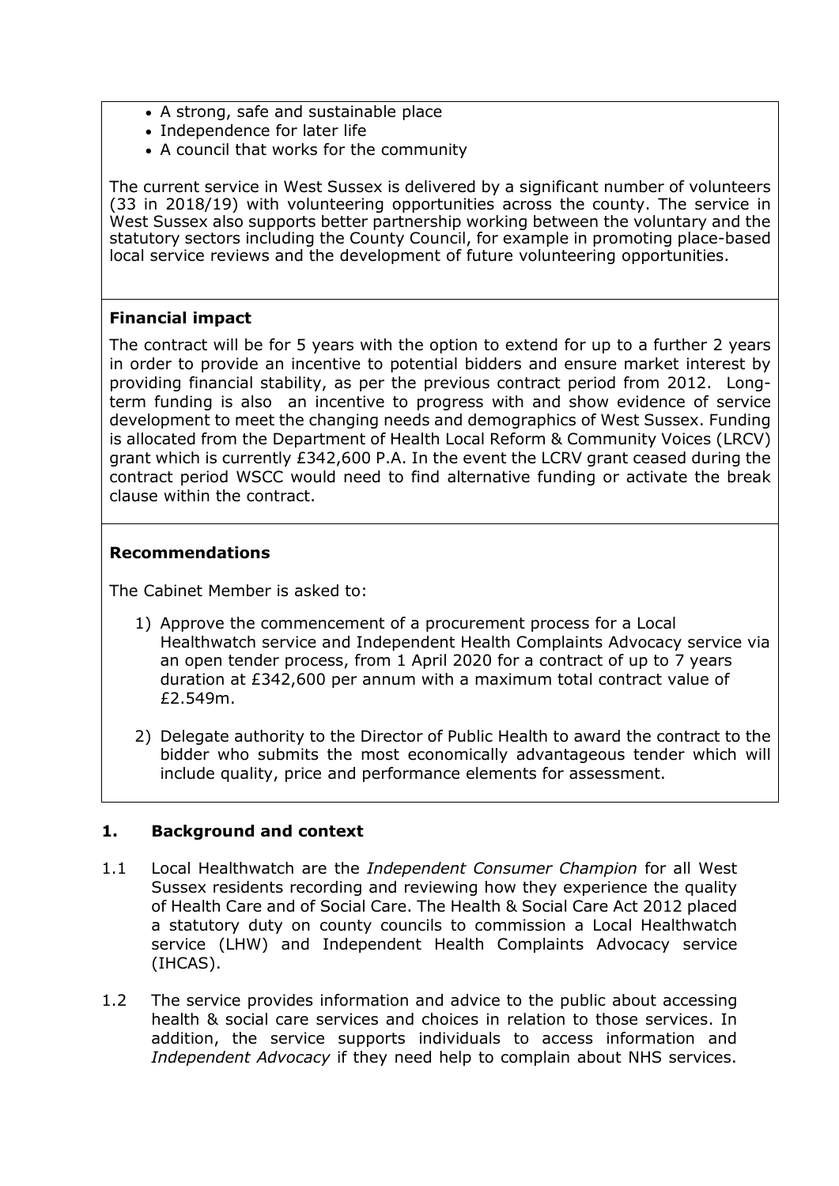- A strong, safe and sustainable place
- Independence for later life
- A council that works for the community

The current service in West Sussex is delivered by a significant number of volunteers (33 in 2018/19) with volunteering opportunities across the county. The service in West Sussex also supports better partnership working between the voluntary and the statutory sectors including the County Council, for example in promoting place-based local service reviews and the development of future volunteering opportunities.

**Financial impact**

The contract will be for 5 years with the option to extend for up to a further 2 years in order to provide an incentive to potential bidders and ensure market interest by providing financial stability, as per the previous contract period from 2012. Long-term funding is also an incentive to progress with and show evidence of service development to meet the changing needs and demographics of West Sussex. Funding is allocated from the Department of Health Local Reform & Community Voices (LRCV) grant which is currently £342,600 P.A. In the event the LCRV grant ceased during the contract period WSCC would need to find alternative funding or activate the break clause within the contract.

**Recommendations**

The Cabinet Member is asked to:

1) Approve the commencement of a procurement process for a Local Healthwatch service and Independent Health Complaints Advocacy service via an open tender process, from 1 April 2020 for a contract of up to 7 years duration at £342,600 per annum with a maximum total contract value of £2.549m.

2) Delegate authority to the Director of Public Health to award the contract to the bidder who submits the most economically advantageous tender which will include quality, price and performance elements for assessment.

## 1. Background and context

1.1 Local Healthwatch are the *Independent Consumer Champion* for all West Sussex residents recording and reviewing how they experience the quality of Health Care and of Social Care. The Health & Social Care Act 2012 placed a statutory duty on county councils to commission a Local Healthwatch service (LHW) and Independent Health Complaints Advocacy service (IHCAS).

1.2 The service provides information and advice to the public about accessing health & social care services and choices in relation to those services. In addition, the service supports individuals to access information and *Independent Advocacy* if they need help to complain about NHS services.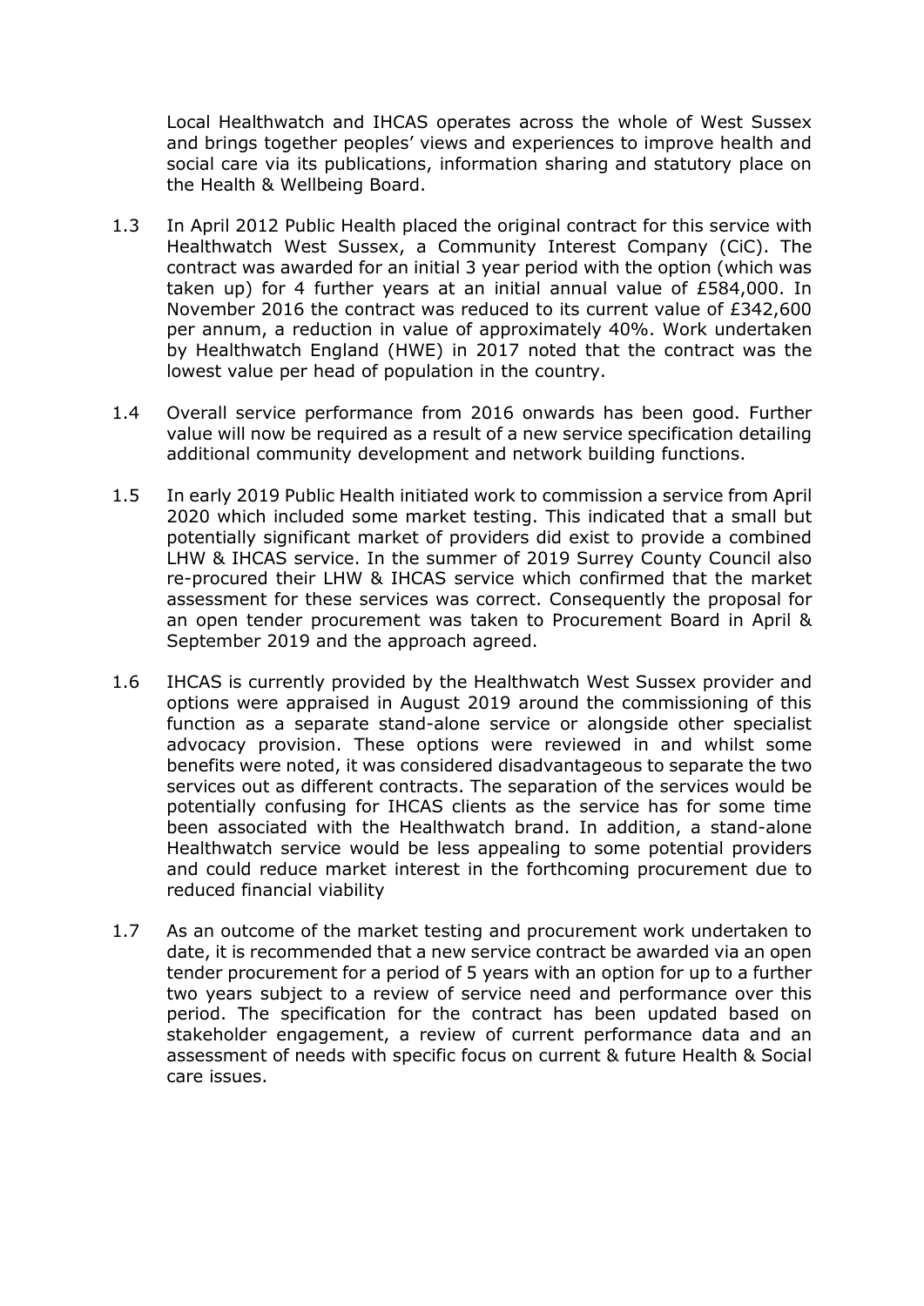Local Healthwatch and IHCAS operates across the whole of West Sussex and brings together peoples' views and experiences to improve health and social care via its publications, information sharing and statutory place on the Health & Wellbeing Board.

1.3 In April 2012 Public Health placed the original contract for this service with Healthwatch West Sussex, a Community Interest Company (CiC). The contract was awarded for an initial 3 year period with the option (which was taken up) for 4 further years at an initial annual value of £584,000. In November 2016 the contract was reduced to its current value of £342,600 per annum, a reduction in value of approximately 40%. Work undertaken by Healthwatch England (HWE) in 2017 noted that the contract was the lowest value per head of population in the country.

1.4 Overall service performance from 2016 onwards has been good. Further value will now be required as a result of a new service specification detailing additional community development and network building functions.

1.5 In early 2019 Public Health initiated work to commission a service from April 2020 which included some market testing. This indicated that a small but potentially significant market of providers did exist to provide a combined LHW & IHCAS service. In the summer of 2019 Surrey County Council also re-procured their LHW & IHCAS service which confirmed that the market assessment for these services was correct. Consequently the proposal for an open tender procurement was taken to Procurement Board in April & September 2019 and the approach agreed.

1.6 IHCAS is currently provided by the Healthwatch West Sussex provider and options were appraised in August 2019 around the commissioning of this function as a separate stand-alone service or alongside other specialist advocacy provision. These options were reviewed in and whilst some benefits were noted, it was considered disadvantageous to separate the two services out as different contracts. The separation of the services would be potentially confusing for IHCAS clients as the service has for some time been associated with the Healthwatch brand. In addition, a stand-alone Healthwatch service would be less appealing to some potential providers and could reduce market interest in the forthcoming procurement due to reduced financial viability

1.7 As an outcome of the market testing and procurement work undertaken to date, it is recommended that a new service contract be awarded via an open tender procurement for a period of 5 years with an option for up to a further two years subject to a review of service need and performance over this period. The specification for the contract has been updated based on stakeholder engagement, a review of current performance data and an assessment of needs with specific focus on current & future Health & Social care issues.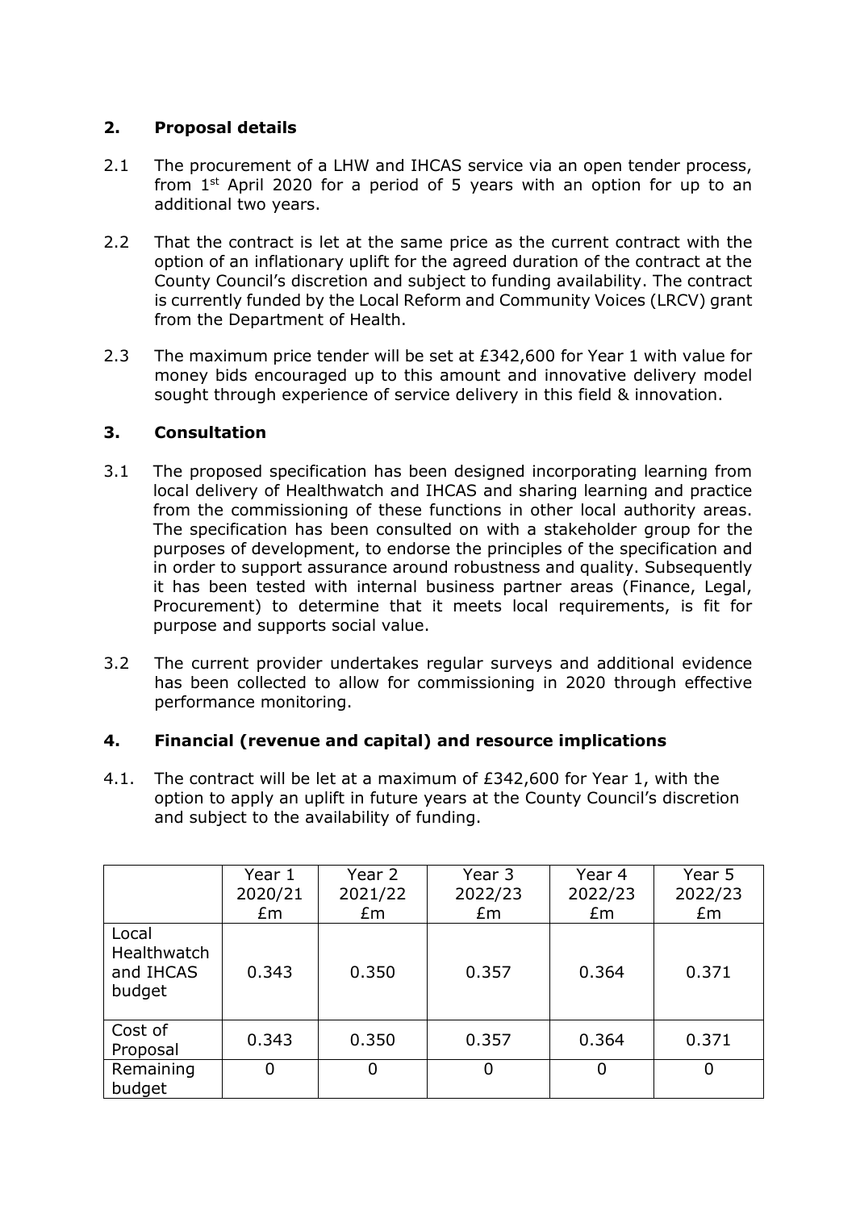## 2. Proposal details

2.1 The procurement of a LHW and IHCAS service via an open tender process, from 1st April 2020 for a period of 5 years with an option for up to an additional two years.

2.2 That the contract is let at the same price as the current contract with the option of an inflationary uplift for the agreed duration of the contract at the County Council's discretion and subject to funding availability. The contract is currently funded by the Local Reform and Community Voices (LRCV) grant from the Department of Health.

2.3 The maximum price tender will be set at £342,600 for Year 1 with value for money bids encouraged up to this amount and innovative delivery model sought through experience of service delivery in this field & innovation.

## 3. Consultation

3.1 The proposed specification has been designed incorporating learning from local delivery of Healthwatch and IHCAS and sharing learning and practice from the commissioning of these functions in other local authority areas. The specification has been consulted on with a stakeholder group for the purposes of development, to endorse the principles of the specification and in order to support assurance around robustness and quality. Subsequently it has been tested with internal business partner areas (Finance, Legal, Procurement) to determine that it meets local requirements, is fit for purpose and supports social value.

3.2 The current provider undertakes regular surveys and additional evidence has been collected to allow for commissioning in 2020 through effective performance monitoring.

## 4. Financial (revenue and capital) and resource implications

4.1. The contract will be let at a maximum of £342,600 for Year 1, with the option to apply an uplift in future years at the County Council's discretion and subject to the availability of funding.

| | Year 1 2020/21 £m | Year 2 2021/22 £m | Year 3 2022/23 £m | Year 4 2022/23 £m | Year 5 2022/23 £m |
|---|---|---|---|---|---|
| Local Healthwatch and IHCAS budget | 0.343 | 0.350 | 0.357 | 0.364 | 0.371 |
| Cost of Proposal | 0.343 | 0.350 | 0.357 | 0.364 | 0.371 |
| Remaining budget | 0 | 0 | 0 | 0 | 0 |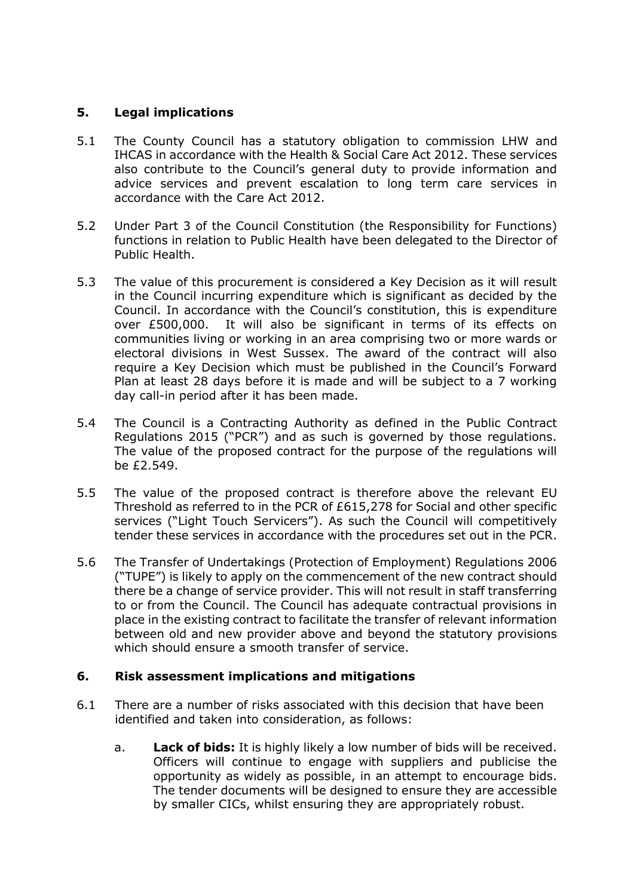## 5. Legal implications

5.1 The County Council has a statutory obligation to commission LHW and IHCAS in accordance with the Health & Social Care Act 2012. These services also contribute to the Council's general duty to provide information and advice services and prevent escalation to long term care services in accordance with the Care Act 2012.

5.2 Under Part 3 of the Council Constitution (the Responsibility for Functions) functions in relation to Public Health have been delegated to the Director of Public Health.

5.3 The value of this procurement is considered a Key Decision as it will result in the Council incurring expenditure which is significant as decided by the Council. In accordance with the Council's constitution, this is expenditure over £500,000. It will also be significant in terms of its effects on communities living or working in an area comprising two or more wards or electoral divisions in West Sussex. The award of the contract will also require a Key Decision which must be published in the Council's Forward Plan at least 28 days before it is made and will be subject to a 7 working day call-in period after it has been made.

5.4 The Council is a Contracting Authority as defined in the Public Contract Regulations 2015 ("PCR") and as such is governed by those regulations. The value of the proposed contract for the purpose of the regulations will be £2.549.

5.5 The value of the proposed contract is therefore above the relevant EU Threshold as referred to in the PCR of £615,278 for Social and other specific services ("Light Touch Servicers"). As such the Council will competitively tender these services in accordance with the procedures set out in the PCR.

5.6 The Transfer of Undertakings (Protection of Employment) Regulations 2006 ("TUPE") is likely to apply on the commencement of the new contract should there be a change of service provider. This will not result in staff transferring to or from the Council. The Council has adequate contractual provisions in place in the existing contract to facilitate the transfer of relevant information between old and new provider above and beyond the statutory provisions which should ensure a smooth transfer of service.

## 6. Risk assessment implications and mitigations

6.1 There are a number of risks associated with this decision that have been identified and taken into consideration, as follows:

a. **Lack of bids:** It is highly likely a low number of bids will be received. Officers will continue to engage with suppliers and publicise the opportunity as widely as possible, in an attempt to encourage bids. The tender documents will be designed to ensure they are accessible by smaller CICs, whilst ensuring they are appropriately robust.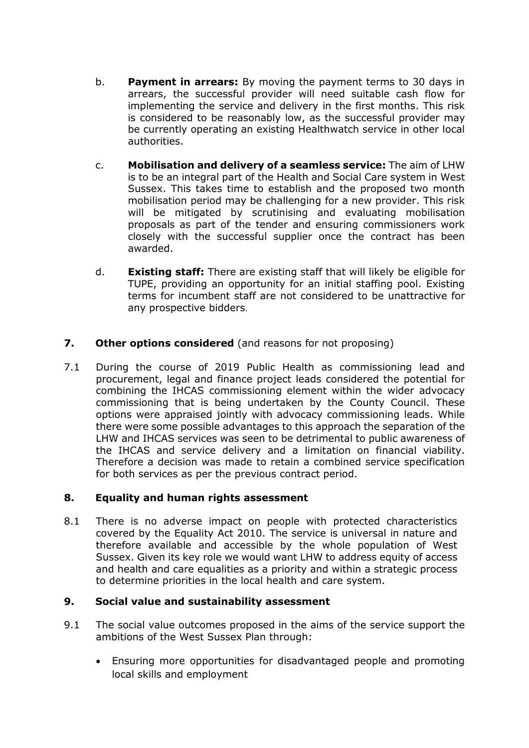b. **Payment in arrears:** By moving the payment terms to 30 days in arrears, the successful provider will need suitable cash flow for implementing the service and delivery in the first months. This risk is considered to be reasonably low, as the successful provider may be currently operating an existing Healthwatch service in other local authorities.

c. **Mobilisation and delivery of a seamless service:** The aim of LHW is to be an integral part of the Health and Social Care system in West Sussex. This takes time to establish and the proposed two month mobilisation period may be challenging for a new provider. This risk will be mitigated by scrutinising and evaluating mobilisation proposals as part of the tender and ensuring commissioners work closely with the successful supplier once the contract has been awarded.

d. **Existing staff:** There are existing staff that will likely be eligible for TUPE, providing an opportunity for an initial staffing pool. Existing terms for incumbent staff are not considered to be unattractive for any prospective bidders.

## 7. **Other options considered** (and reasons for not proposing)

7.1 During the course of 2019 Public Health as commissioning lead and procurement, legal and finance project leads considered the potential for combining the IHCAS commissioning element within the wider advocacy commissioning that is being undertaken by the County Council. These options were appraised jointly with advocacy commissioning leads. While there were some possible advantages to this approach the separation of the LHW and IHCAS services was seen to be detrimental to public awareness of the IHCAS and service delivery and a limitation on financial viability. Therefore a decision was made to retain a combined service specification for both services as per the previous contract period.

## 8. Equality and human rights assessment

8.1 There is no adverse impact on people with protected characteristics covered by the Equality Act 2010. The service is universal in nature and therefore available and accessible by the whole population of West Sussex. Given its key role we would want LHW to address equity of access and health and care equalities as a priority and within a strategic process to determine priorities in the local health and care system.

## 9. Social value and sustainability assessment

9.1 The social value outcomes proposed in the aims of the service support the ambitions of the West Sussex Plan through:

- Ensuring more opportunities for disadvantaged people and promoting local skills and employment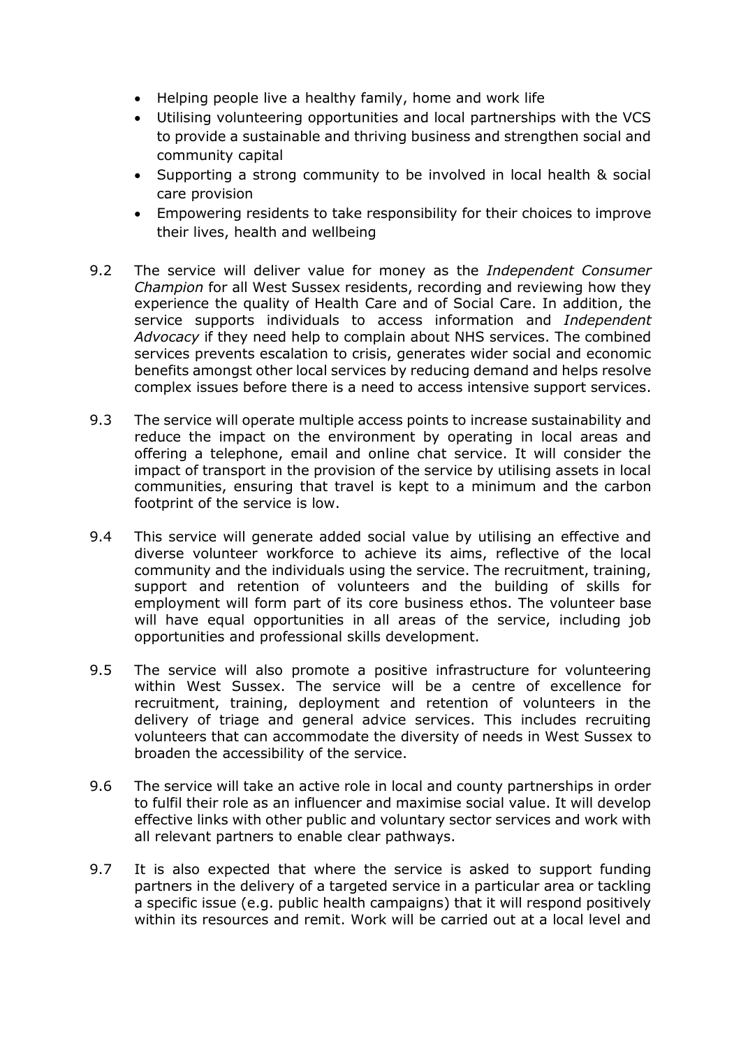- Helping people live a healthy family, home and work life
- Utilising volunteering opportunities and local partnerships with the VCS to provide a sustainable and thriving business and strengthen social and community capital
- Supporting a strong community to be involved in local health & social care provision
- Empowering residents to take responsibility for their choices to improve their lives, health and wellbeing

9.2 The service will deliver value for money as the *Independent Consumer Champion* for all West Sussex residents, recording and reviewing how they experience the quality of Health Care and of Social Care. In addition, the service supports individuals to access information and *Independent Advocacy* if they need help to complain about NHS services. The combined services prevents escalation to crisis, generates wider social and economic benefits amongst other local services by reducing demand and helps resolve complex issues before there is a need to access intensive support services.

9.3 The service will operate multiple access points to increase sustainability and reduce the impact on the environment by operating in local areas and offering a telephone, email and online chat service. It will consider the impact of transport in the provision of the service by utilising assets in local communities, ensuring that travel is kept to a minimum and the carbon footprint of the service is low.

9.4 This service will generate added social value by utilising an effective and diverse volunteer workforce to achieve its aims, reflective of the local community and the individuals using the service. The recruitment, training, support and retention of volunteers and the building of skills for employment will form part of its core business ethos. The volunteer base will have equal opportunities in all areas of the service, including job opportunities and professional skills development.

9.5 The service will also promote a positive infrastructure for volunteering within West Sussex. The service will be a centre of excellence for recruitment, training, deployment and retention of volunteers in the delivery of triage and general advice services. This includes recruiting volunteers that can accommodate the diversity of needs in West Sussex to broaden the accessibility of the service.

9.6 The service will take an active role in local and county partnerships in order to fulfil their role as an influencer and maximise social value. It will develop effective links with other public and voluntary sector services and work with all relevant partners to enable clear pathways.

9.7 It is also expected that where the service is asked to support funding partners in the delivery of a targeted service in a particular area or tackling a specific issue (e.g. public health campaigns) that it will respond positively within its resources and remit. Work will be carried out at a local level and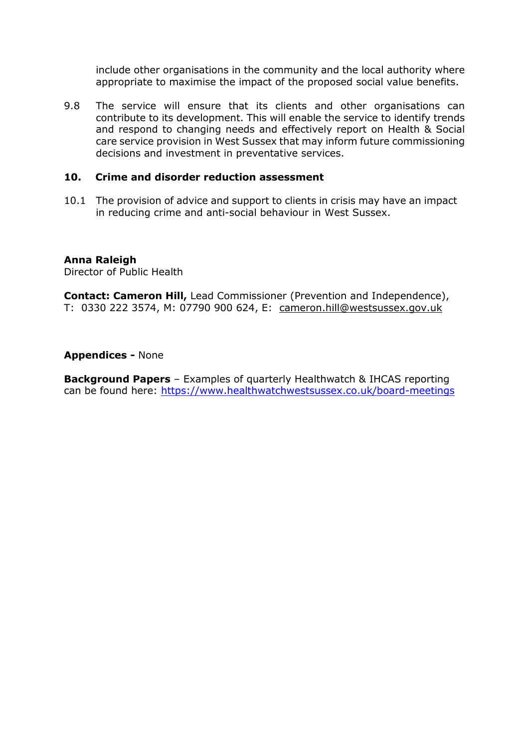include other organisations in the community and the local authority where appropriate to maximise the impact of the proposed social value benefits.

9.8 The service will ensure that its clients and other organisations can contribute to its development. This will enable the service to identify trends and respond to changing needs and effectively report on Health & Social care service provision in West Sussex that may inform future commissioning decisions and investment in preventative services.

## 10. Crime and disorder reduction assessment

10.1 The provision of advice and support to clients in crisis may have an impact in reducing crime and anti-social behaviour in West Sussex.

**Anna Raleigh**
Director of Public Health

**Contact: Cameron Hill,** Lead Commissioner (Prevention and Independence), T: 0330 222 3574, M: 07790 900 624, E: cameron.hill@westsussex.gov.uk

**Appendices -** None

**Background Papers** – Examples of quarterly Healthwatch & IHCAS reporting can be found here: https://www.healthwatchwestsussex.co.uk/board-meetings